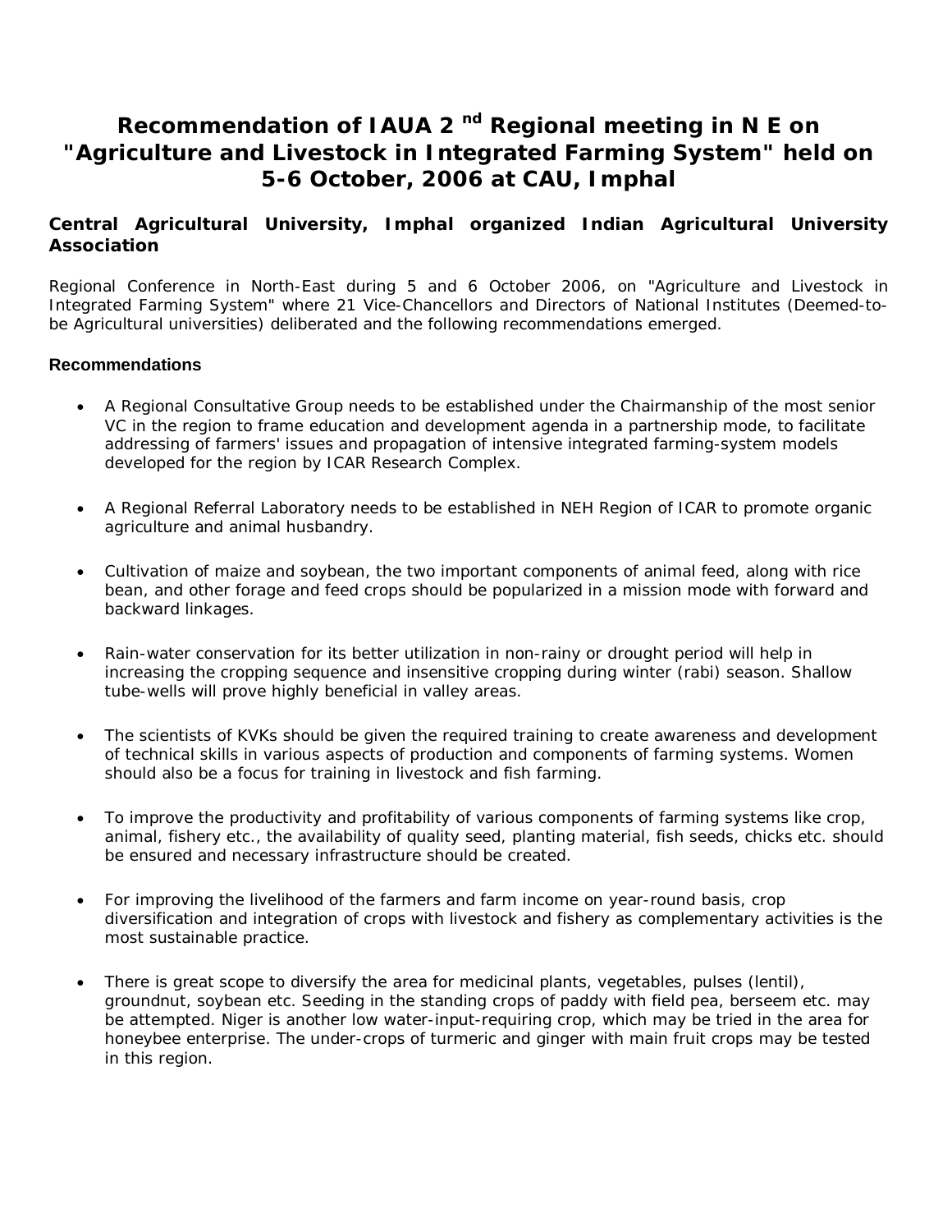# Recommendation of IAUA 2 nd Regional meeting in N E on "Agriculture and Livestock in Integrated Farming System" held on 5-6 October, 2006 at CAU, Imphal

### Central Agricultural University, Imphal organized Indian Agricultural University Association

Regional Conference in North-East during 5 and 6 October 2006, on "Agriculture and Livestock in Integrated Farming System" where 21 Vice-Chancellors and Directors of National Institutes (Deemed-to-be Agricultural universities) deliberated and the following recommendations emerged.

#### Recommendations

- A Regional Consultative Group needs to be established under the Chairmanship of the most senior VC in the region to frame education and development agenda in a partnership mode, to facilitate addressing of farmers' issues and propagation of intensive integrated farming-system models developed for the region by ICAR Research Complex.
- A Regional Referral Laboratory needs to be established in NEH Region of ICAR to promote organic agriculture and animal husbandry.
- Cultivation of maize and soybean, the two important components of animal feed, along with rice bean, and other forage and feed crops should be popularized in a mission mode with forward and backward linkages.
- Rain-water conservation for its better utilization in non-rainy or drought period will help in increasing the cropping sequence and insensitive cropping during winter (rabi) season. Shallow tube-wells will prove highly beneficial in valley areas.
- The scientists of KVKs should be given the required training to create awareness and development of technical skills in various aspects of production and components of farming systems. Women should also be a focus for training in livestock and fish farming.
- To improve the productivity and profitability of various components of farming systems like crop, animal, fishery etc., the availability of quality seed, planting material, fish seeds, chicks etc. should be ensured and necessary infrastructure should be created.
- For improving the livelihood of the farmers and farm income on year-round basis, crop diversification and integration of crops with livestock and fishery as complementary activities is the most sustainable practice.
- There is great scope to diversify the area for medicinal plants, vegetables, pulses (lentil), groundnut, soybean etc. Seeding in the standing crops of paddy with field pea, berseem etc. may be attempted. Niger is another low water-input-requiring crop, which may be tried in the area for honeybee enterprise. The under-crops of turmeric and ginger with main fruit crops may be tested in this region.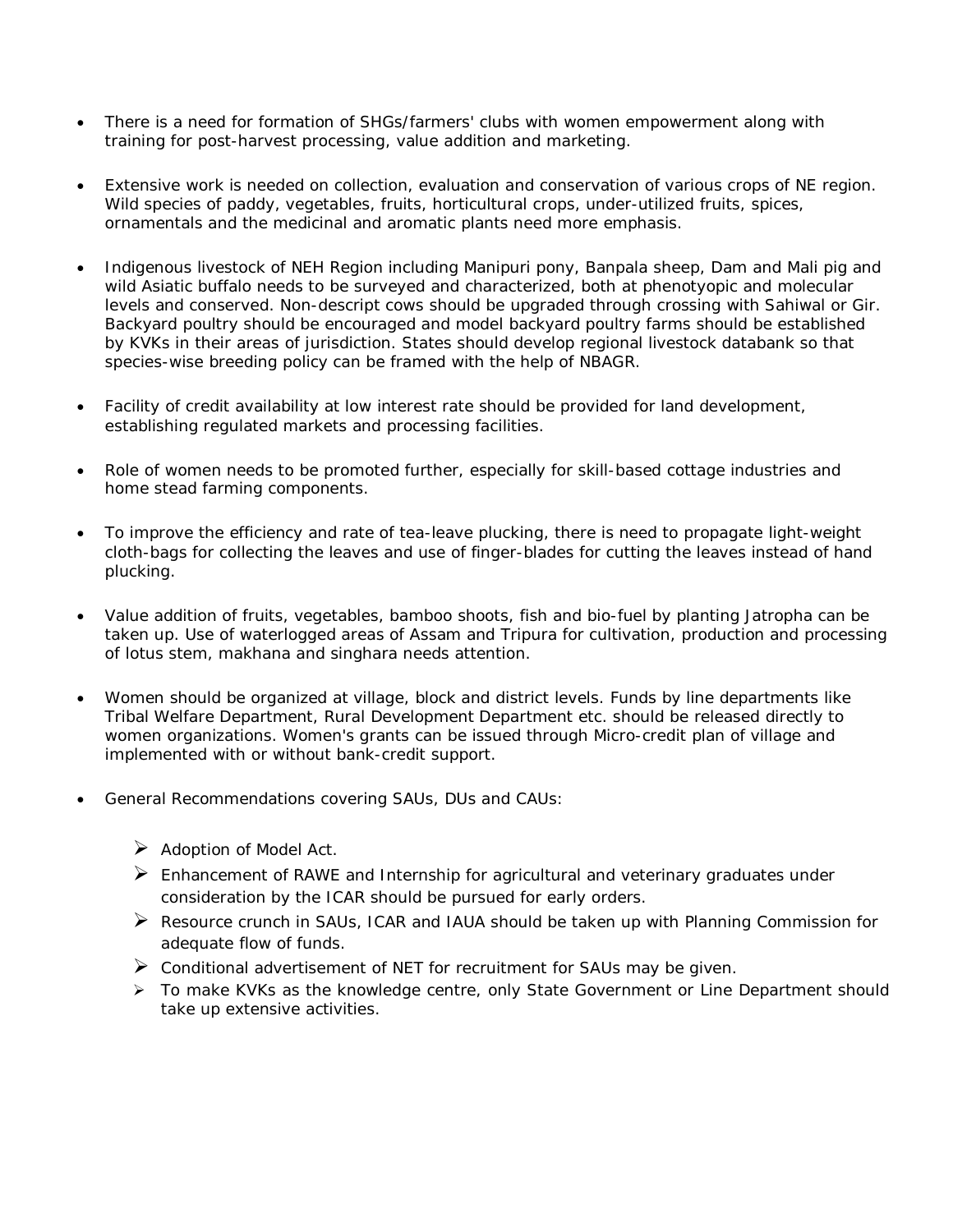- There is a need for formation of SHGs/farmers' clubs with women empowerment along with training for post-harvest processing, value addition and marketing.

- Extensive work is needed on collection, evaluation and conservation of various crops of NE region. Wild species of paddy, vegetables, fruits, horticultural crops, under-utilized fruits, spices, ornamentals and the medicinal and aromatic plants need more emphasis.

- Indigenous livestock of NEH Region including Manipuri pony, Banpala sheep, Dam and Mali pig and wild Asiatic buffalo needs to be surveyed and characterized, both at phenotyopic and molecular levels and conserved. Non-descript cows should be upgraded through crossing with Sahiwal or Gir. Backyard poultry should be encouraged and model backyard poultry farms should be established by KVKs in their areas of jurisdiction. States should develop regional livestock databank so that species-wise breeding policy can be framed with the help of NBAGR.

- Facility of credit availability at low interest rate should be provided for land development, establishing regulated markets and processing facilities.

- Role of women needs to be promoted further, especially for skill-based cottage industries and home stead farming components.

- To improve the efficiency and rate of tea-leave plucking, there is need to propagate light-weight cloth-bags for collecting the leaves and use of finger-blades for cutting the leaves instead of hand plucking.

- Value addition of fruits, vegetables, bamboo shoots, fish and bio-fuel by planting Jatropha can be taken up. Use of waterlogged areas of Assam and Tripura for cultivation, production and processing of lotus stem, makhana and singhara needs attention.

- Women should be organized at village, block and district levels. Funds by line departments like Tribal Welfare Department, Rural Development Department etc. should be released directly to women organizations. Women's grants can be issued through Micro-credit plan of village and implemented with or without bank-credit support.

- General Recommendations covering SAUs, DUs and CAUs:

  - Adoption of Model Act.
  - Enhancement of RAWE and Internship for agricultural and veterinary graduates under consideration by the ICAR should be pursued for early orders.
  - Resource crunch in SAUs, ICAR and IAUA should be taken up with Planning Commission for adequate flow of funds.
  - Conditional advertisement of NET for recruitment for SAUs may be given.
  - To make KVKs as the knowledge centre, only State Government or Line Department should take up extensive activities.